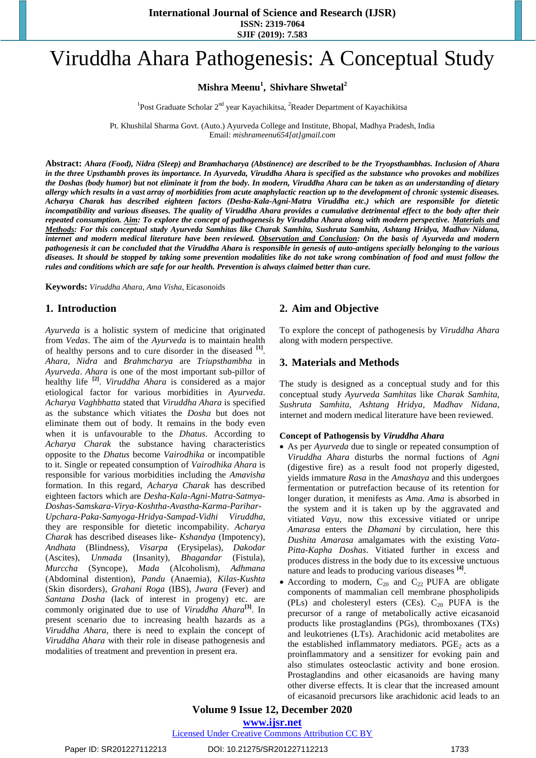# Viruddha Ahara Pathogenesis: A Conceptual Study

**Mishra Meenu[1], Shivhare Shwetal[2]**

[1]Post Graduate Scholar 2nd year Kayachikitsa, [2]Reader Department of Kayachikitsa

Pt. Khushilal Sharma Govt. (Auto.) Ayurveda College and Institute, Bhopal, Madhya Pradesh, India
Email: *mishrameenu654[at]gmail.com*

**Abstract:** ***Ahara (Food), Nidra (Sleep) and Bramhacharya (Abstinence) are described to be the Tryopsthambhas. Inclusion of Ahara in the three Upsthambh proves its importance. In Ayurveda, Viruddha Ahara is specified as the substance who provokes and mobilizes the Doshas (body humor) but not eliminate it from the body. In modern, Viruddha Ahara can be taken as an understanding of dietary allergy which results in a vast array of morbidities from acute anaphylactic reaction up to the development of chronic systemic diseases. Acharya Charak has described eighteen factors (Desha-Kala-Agni-Matra Viruddha etc.) which are responsible for dietetic incompatibility and various diseases. The quality of Viruddha Ahara provides a cumulative detrimental effect to the body after their repeated consumption. <u>Aim</u>: To explore the concept of pathogenesis by Viruddha Ahara along with modern perspective. <u>Materials and Methods</u>: For this conceptual study Ayurveda Samhitas like Charak Samhita, Sushruta Samhita, Ashtang Hridya, Madhav Nidana, internet and modern medical literature have been reviewed. <u>Observation and Conclusion</u>: On the basis of Ayurveda and modern pathogenesis it can be concluded that the Viruddha Ahara is responsible in genesis of auto-antigens specially belonging to the various diseases. It should be stopped by taking some prevention modalities like do not take wrong combination of food and must follow the rules and conditions which are safe for our health. Prevention is always claimed better than cure.***

**Keywords:** *Viruddha Ahara*, *Ama Visha*, Eicasonoids

## 1. Introduction

*Ayurveda* is a holistic system of medicine that originated from *Vedas*. The aim of the *Ayurveda* is to maintain health of healthy persons and to cure disorder in the diseased [1]. *Ahara*, *Nidra* and *Brahmcharya* are *Triupsthambha* in *Ayurveda*. *Ahara* is one of the most important sub-pillor of healthy life [2]. *Viruddha Ahara* is considered as a major etiological factor for various morbidities in *Ayurveda*. *Acharya Vaghbhatta* stated that *Viruddha Ahara* is specified as the substance which vitiates the *Dosha* but does not eliminate them out of body. It remains in the body even when it is unfavourable to the *Dhatus*. According to *Acharya Charak* the substance having characteristics opposite to the *Dhatus* become *Vairodhika* or incompatible to it. Single or repeated consumption of *Vairodhika Ahara* is responsible for various morbidities including the *Amavisha* formation. In this regard, *Acharya Charak* has described eighteen factors which are *Desha-Kala-Agni-Matra-Satmya-Doshas-Samskara-Virya-Koshtha-Avastha-Karma-Parihar-Upchara-Paka-Samyoga-Hridya-Sampad-Vidhi Viruddha*, they are responsible for dietetic incompatibility. *Acharya Charak* has described diseases like- *Kshandya* (Impotency), *Andhata* (Blindness), *Visarpa* (Erysipelas), *Dakodar* (Ascites), *Unmada* (Insanity), *Bhagandar* (Fistula), *Murccha* (Syncope), *Mada* (Alcoholism), *Adhmana* (Abdominal distention), *Pandu* (Anaemia), *Kilas-Kushta* (Skin disorders), *Grahani Roga* (IBS), *Jwara* (Fever) and *Santana Dosha* (lack of interest in progeny) etc. are commonly originated due to use of *Viruddha Ahara*[3]. In present scenario due to increasing health hazards as a *Viruddha Ahara*, there is need to explain the concept of *Viruddha Ahara* with their role in disease pathogenesis and modalities of treatment and prevention in present era.

## 2. Aim and Objective

To explore the concept of pathogenesis by *Viruddha Ahara* along with modern perspective.

## 3. Materials and Methods

The study is designed as a conceptual study and for this conceptual study *Ayurveda Samhitas* like *Charak Samhita*, *Sushruta Samhita*, *Ashtang Hridya*, *Madhav Nidana*, internet and modern medical literature have been reviewed.

### Concept of Pathogenesis by *Viruddha Ahara*

- As per *Ayurveda* due to single or repeated consumption of *Viruddha Ahara* disturbs the normal fuctions of *Agni* (digestive fire) as a result food not properly digested, yields immature *Rasa* in the *Amashaya* and this undergoes fermentation or putrefaction because of its retention for longer duration, it menifests as *Ama*. *Ama* is absorbed in the system and it is taken up by the aggravated and vitiated *Vayu*, now this excessive vitiated or unripe *Amarasa* enters the *Dhamani* by circulation, here this *Dushita Amarasa* amalgamates with the existing *Vata-Pitta-Kapha Doshas*. Vitiated further in excess and produces distress in the body due to its excessive unctuous nature and leads to producing various diseases [4].
- According to modern, $C_{20}$ and $C_{22}$ PUFA are obligate components of mammalian cell membrane phospholipids (PLs) and cholesteryl esters (CEs). $C_{20}$ PUFA is the precursor of a range of metabolically active eicasanoid products like prostaglandins (PGs), thromboxanes (TXs) and leukotrienes (LTs). Arachidonic acid metabolites are the established inflammatory mediators. $PGE_2$ acts as a proinflammatory and a sensitizer for evoking pain and also stimulates osteoclastic activity and bone erosion. Prostaglandins and other eicasanoids are having many other diverse effects. It is clear that the increased amount of eicasanoid precursors like arachidonic acid leads to an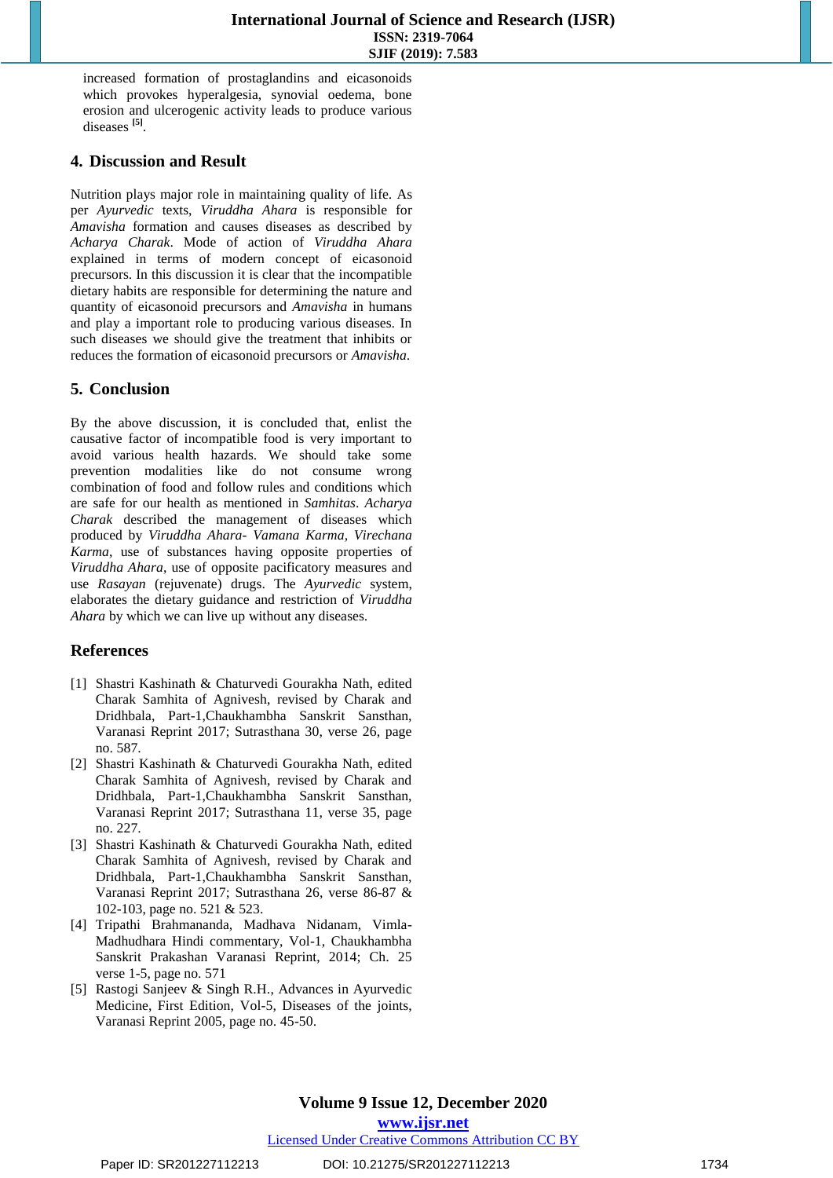increased formation of prostaglandins and eicasonoids which provokes hyperalgesia, synovial oedema, bone erosion and ulcerogenic activity leads to produce various diseases [5].

## 4. Discussion and Result

Nutrition plays major role in maintaining quality of life. As per *Ayurvedic* texts, *Viruddha Ahara* is responsible for *Amavisha* formation and causes diseases as described by *Acharya Charak*. Mode of action of *Viruddha Ahara* explained in terms of modern concept of eicasonoid precursors. In this discussion it is clear that the incompatible dietary habits are responsible for determining the nature and quantity of eicasonoid precursors and *Amavisha* in humans and play a important role to producing various diseases. In such diseases we should give the treatment that inhibits or reduces the formation of eicasonoid precursors or *Amavisha*.

## 5. Conclusion

By the above discussion, it is concluded that, enlist the causative factor of incompatible food is very important to avoid various health hazards. We should take some prevention modalities like do not consume wrong combination of food and follow rules and conditions which are safe for our health as mentioned in *Samhitas*. *Acharya Charak* described the management of diseases which produced by *Viruddha Ahara- Vamana Karma*, *Virechana Karma*, use of substances having opposite properties of *Viruddha Ahara*, use of opposite pacificatory measures and use *Rasayan* (rejuvenate) drugs. The *Ayurvedic* system, elaborates the dietary guidance and restriction of *Viruddha Ahara* by which we can live up without any diseases.

## References

[1] Shastri Kashinath & Chaturvedi Gourakha Nath, edited Charak Samhita of Agnivesh, revised by Charak and Dridhbala, Part-1,Chaukhambha Sanskrit Sansthan, Varanasi Reprint 2017; Sutrasthana 30, verse 26, page no. 587.

[2] Shastri Kashinath & Chaturvedi Gourakha Nath, edited Charak Samhita of Agnivesh, revised by Charak and Dridhbala, Part-1,Chaukhambha Sanskrit Sansthan, Varanasi Reprint 2017; Sutrasthana 11, verse 35, page no. 227.

[3] Shastri Kashinath & Chaturvedi Gourakha Nath, edited Charak Samhita of Agnivesh, revised by Charak and Dridhbala, Part-1,Chaukhambha Sanskrit Sansthan, Varanasi Reprint 2017; Sutrasthana 26, verse 86-87 & 102-103, page no. 521 & 523.

[4] Tripathi Brahmananda, Madhava Nidanam, Vimla-Madhudhara Hindi commentary, Vol-1, Chaukhambha Sanskrit Prakashan Varanasi Reprint, 2014; Ch. 25 verse 1-5, page no. 571

[5] Rastogi Sanjeev & Singh R.H., Advances in Ayurvedic Medicine, First Edition, Vol-5, Diseases of the joints, Varanasi Reprint 2005, page no. 45-50.